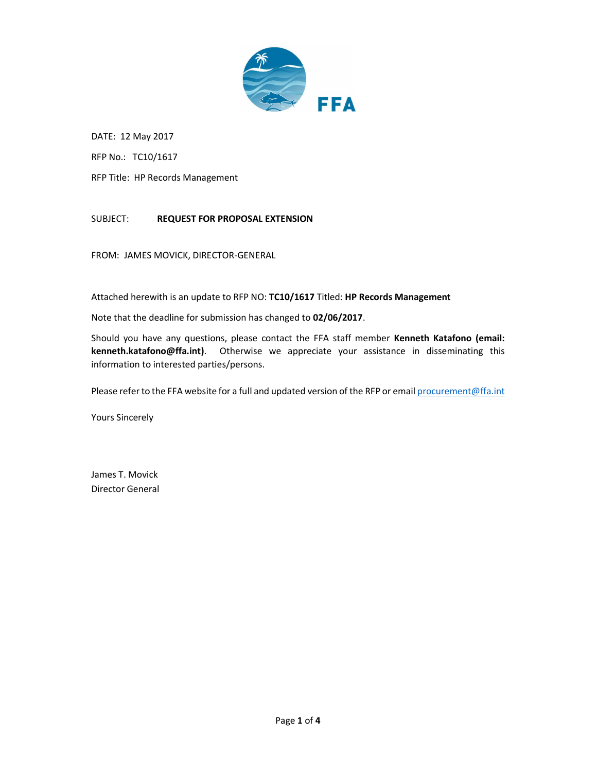FFA

DATE: 12 May 2017

RFP No.: TC10/1617

RFP Title: HP Records Management

SUBJECT: **REQUEST FOR PROPOSAL EXTENSION**

FROM: JAMES MOVICK, DIRECTOR-GENERAL

Attached herewith is an update to RFP NO: **TC10/1617** Titled: **HP Records Management**

Note that the deadline for submission has changed to **02/06/2017**.

Should you have any questions, please contact the FFA staff member **Kenneth Katafono (email: kenneth.katafono@ffa.int)**. Otherwise we appreciate your assistance in disseminating this information to interested parties/persons.

Please refer to the FFA website for a full and updated version of the RFP or email procurement@ffa.int

Yours Sincerely

James T. Movick
Director General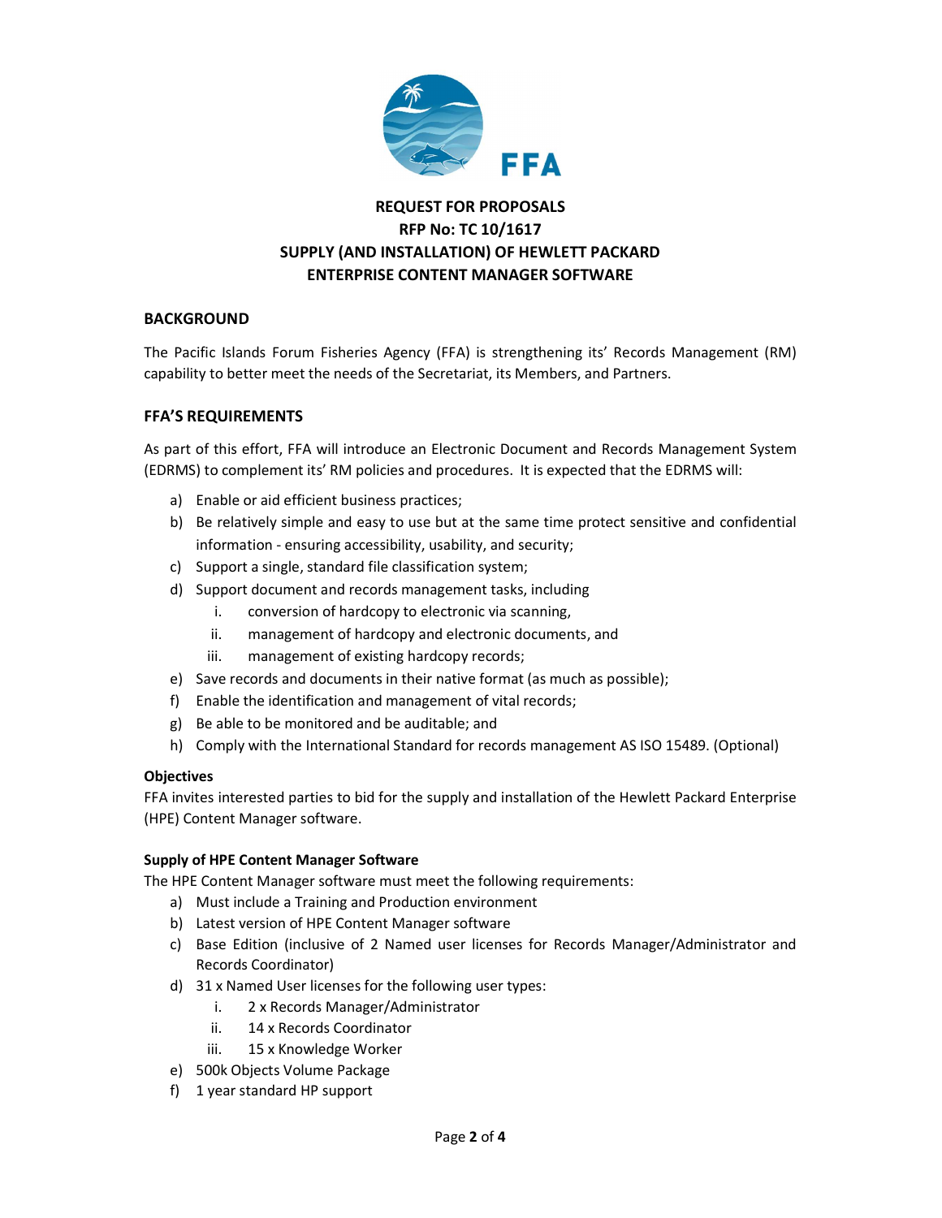**REQUEST FOR PROPOSALS**
**RFP No: TC 10/1617**
**SUPPLY (AND INSTALLATION) OF HEWLETT PACKARD ENTERPRISE CONTENT MANAGER SOFTWARE**

## BACKGROUND

The Pacific Islands Forum Fisheries Agency (FFA) is strengthening its' Records Management (RM) capability to better meet the needs of the Secretariat, its Members, and Partners.

## FFA'S REQUIREMENTS

As part of this effort, FFA will introduce an Electronic Document and Records Management System (EDRMS) to complement its' RM policies and procedures. It is expected that the EDRMS will:

a) Enable or aid efficient business practices;
b) Be relatively simple and easy to use but at the same time protect sensitive and confidential information - ensuring accessibility, usability, and security;
c) Support a single, standard file classification system;
d) Support document and records management tasks, including
   i. conversion of hardcopy to electronic via scanning,
   ii. management of hardcopy and electronic documents, and
   iii. management of existing hardcopy records;
e) Save records and documents in their native format (as much as possible);
f) Enable the identification and management of vital records;
g) Be able to be monitored and be auditable; and
h) Comply with the International Standard for records management AS ISO 15489. (Optional)

### Objectives

FFA invites interested parties to bid for the supply and installation of the Hewlett Packard Enterprise (HPE) Content Manager software.

### Supply of HPE Content Manager Software

The HPE Content Manager software must meet the following requirements:

a) Must include a Training and Production environment
b) Latest version of HPE Content Manager software
c) Base Edition (inclusive of 2 Named user licenses for Records Manager/Administrator and Records Coordinator)
d) 31 x Named User licenses for the following user types:
   i. 2 x Records Manager/Administrator
   ii. 14 x Records Coordinator
   iii. 15 x Knowledge Worker
e) 500k Objects Volume Package
f) 1 year standard HP support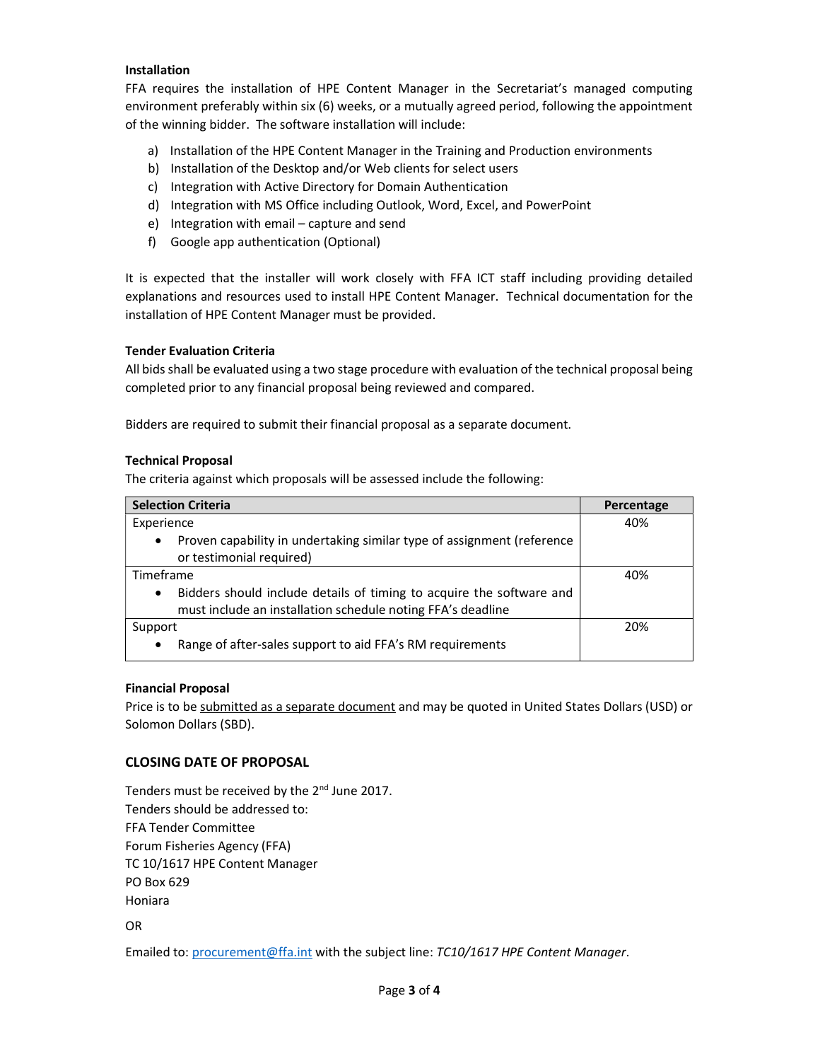**Installation**

FFA requires the installation of HPE Content Manager in the Secretariat's managed computing environment preferably within six (6) weeks, or a mutually agreed period, following the appointment of the winning bidder. The software installation will include:

a) Installation of the HPE Content Manager in the Training and Production environments
b) Installation of the Desktop and/or Web clients for select users
c) Integration with Active Directory for Domain Authentication
d) Integration with MS Office including Outlook, Word, Excel, and PowerPoint
e) Integration with email – capture and send
f) Google app authentication (Optional)

It is expected that the installer will work closely with FFA ICT staff including providing detailed explanations and resources used to install HPE Content Manager. Technical documentation for the installation of HPE Content Manager must be provided.

**Tender Evaluation Criteria**

All bids shall be evaluated using a two stage procedure with evaluation of the technical proposal being completed prior to any financial proposal being reviewed and compared.

Bidders are required to submit their financial proposal as a separate document.

**Technical Proposal**

The criteria against which proposals will be assessed include the following:

| Selection Criteria | Percentage |
|---|---|
| Experience<br>• Proven capability in undertaking similar type of assignment (reference or testimonial required) | 40% |
| Timeframe<br>• Bidders should include details of timing to acquire the software and must include an installation schedule noting FFA's deadline | 40% |
| Support<br>• Range of after-sales support to aid FFA's RM requirements | 20% |

**Financial Proposal**

Price is to be <u>submitted as a separate document</u> and may be quoted in United States Dollars (USD) or Solomon Dollars (SBD).

## CLOSING DATE OF PROPOSAL

Tenders must be received by the 2nd June 2017.
Tenders should be addressed to:
FFA Tender Committee
Forum Fisheries Agency (FFA)
TC 10/1617 HPE Content Manager
PO Box 629
Honiara

OR

Emailed to: procurement@ffa.int with the subject line: *TC10/1617 HPE Content Manager*.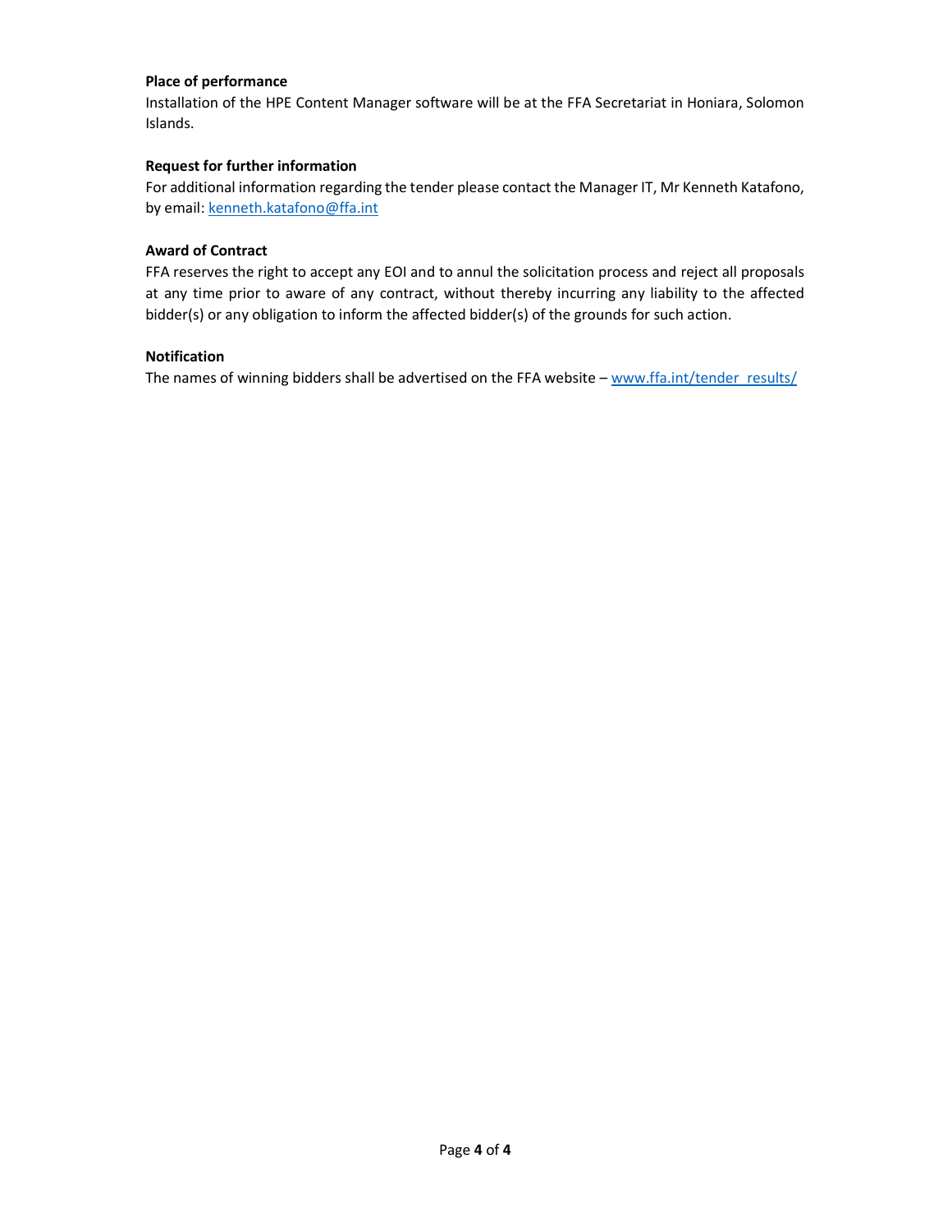**Place of performance**

Installation of the HPE Content Manager software will be at the FFA Secretariat in Honiara, Solomon Islands.

**Request for further information**

For additional information regarding the tender please contact the Manager IT, Mr Kenneth Katafono, by email: kenneth.katafono@ffa.int

**Award of Contract**

FFA reserves the right to accept any EOI and to annul the solicitation process and reject all proposals at any time prior to aware of any contract, without thereby incurring any liability to the affected bidder(s) or any obligation to inform the affected bidder(s) of the grounds for such action.

**Notification**

The names of winning bidders shall be advertised on the FFA website – www.ffa.int/tender_results/